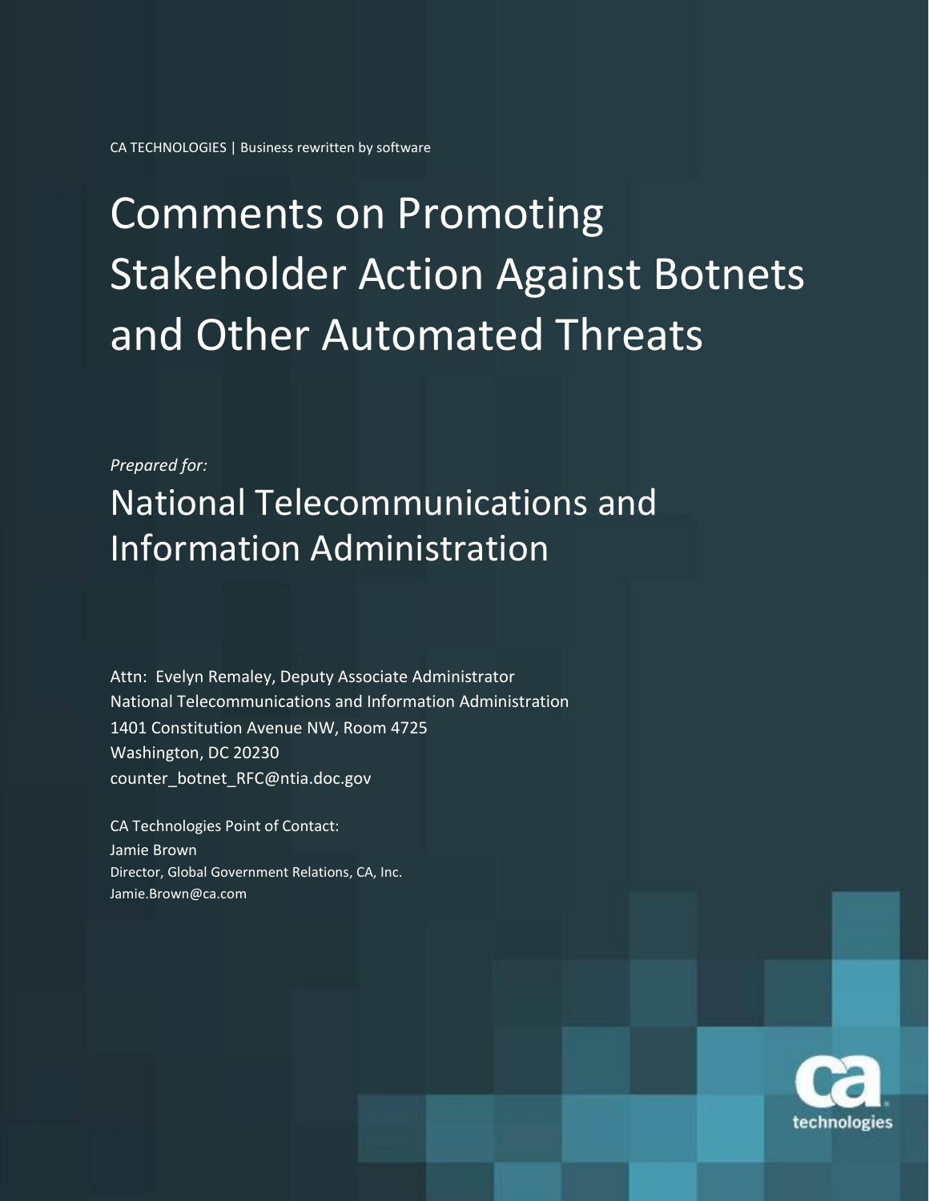CA TECHNOLOGIES | Business rewritten by software

# Comments on Promoting Stakeholder Action Against Botnets and Other Automated Threats

*Prepared for:*

## National Telecommunications and Information Administration

Attn: Evelyn Remaley, Deputy Associate Administrator
National Telecommunications and Information Administration
1401 Constitution Avenue NW, Room 4725
Washington, DC 20230
counter_botnet_RFC@ntia.doc.gov

CA Technologies Point of Contact:
Jamie Brown
Director, Global Government Relations, CA, Inc.
Jamie.Brown@ca.com

ca technologies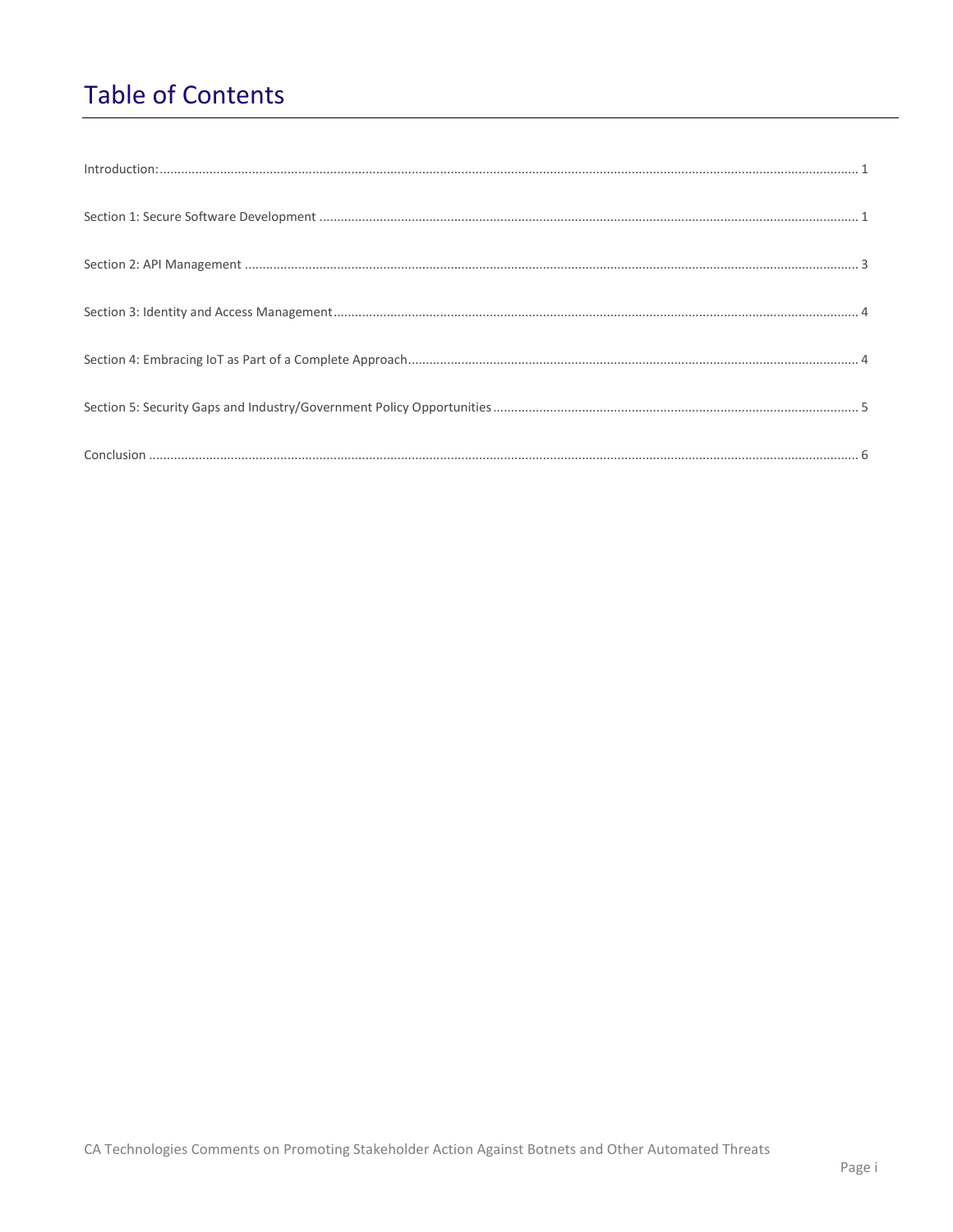# Table of Contents

Introduction: ........ 1

Section 1: Secure Software Development ........ 1

Section 2: API Management ........ 3

Section 3: Identity and Access Management ........ 4

Section 4: Embracing IoT as Part of a Complete Approach ........ 4

Section 5: Security Gaps and Industry/Government Policy Opportunities ........ 5

Conclusion ........ 6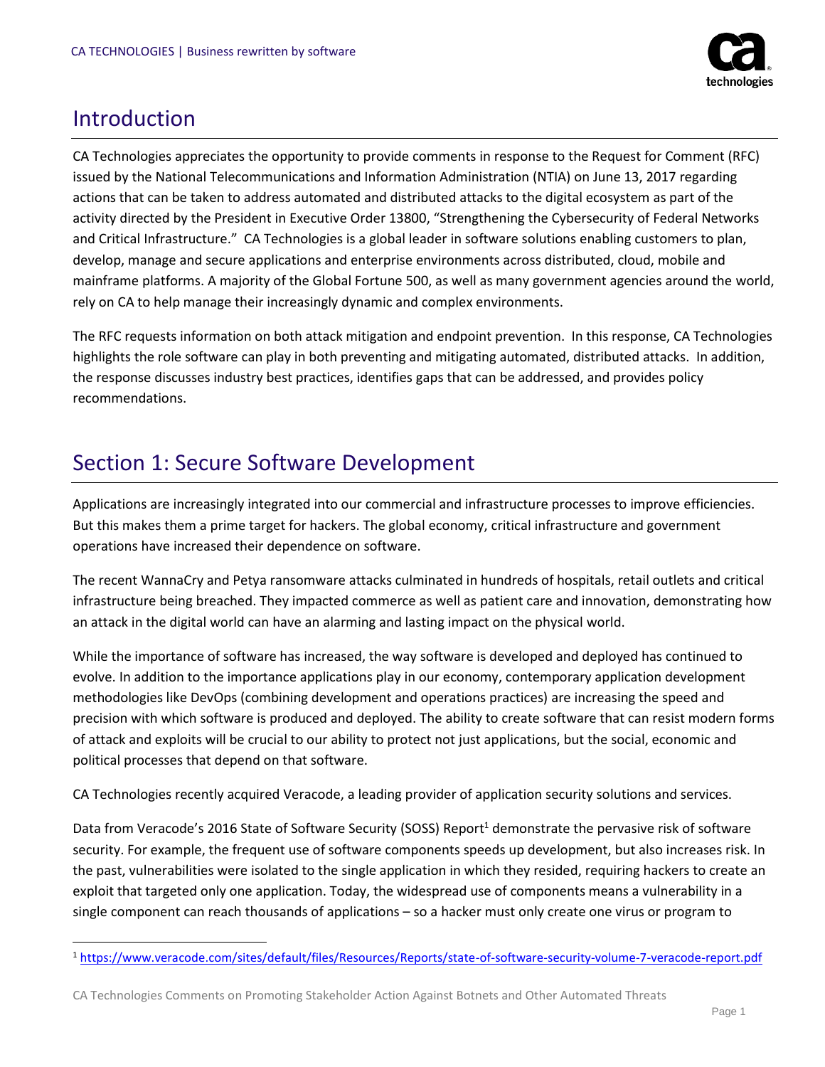## Introduction

CA Technologies appreciates the opportunity to provide comments in response to the Request for Comment (RFC) issued by the National Telecommunications and Information Administration (NTIA) on June 13, 2017 regarding actions that can be taken to address automated and distributed attacks to the digital ecosystem as part of the activity directed by the President in Executive Order 13800, "Strengthening the Cybersecurity of Federal Networks and Critical Infrastructure." CA Technologies is a global leader in software solutions enabling customers to plan, develop, manage and secure applications and enterprise environments across distributed, cloud, mobile and mainframe platforms. A majority of the Global Fortune 500, as well as many government agencies around the world, rely on CA to help manage their increasingly dynamic and complex environments.

The RFC requests information on both attack mitigation and endpoint prevention. In this response, CA Technologies highlights the role software can play in both preventing and mitigating automated, distributed attacks. In addition, the response discusses industry best practices, identifies gaps that can be addressed, and provides policy recommendations.

## Section 1: Secure Software Development

Applications are increasingly integrated into our commercial and infrastructure processes to improve efficiencies. But this makes them a prime target for hackers. The global economy, critical infrastructure and government operations have increased their dependence on software.

The recent WannaCry and Petya ransomware attacks culminated in hundreds of hospitals, retail outlets and critical infrastructure being breached. They impacted commerce as well as patient care and innovation, demonstrating how an attack in the digital world can have an alarming and lasting impact on the physical world.

While the importance of software has increased, the way software is developed and deployed has continued to evolve. In addition to the importance applications play in our economy, contemporary application development methodologies like DevOps (combining development and operations practices) are increasing the speed and precision with which software is produced and deployed. The ability to create software that can resist modern forms of attack and exploits will be crucial to our ability to protect not just applications, but the social, economic and political processes that depend on that software.

CA Technologies recently acquired Veracode, a leading provider of application security solutions and services.

Data from Veracode's 2016 State of Software Security (SOSS) Report[1] demonstrate the pervasive risk of software security. For example, the frequent use of software components speeds up development, but also increases risk. In the past, vulnerabilities were isolated to the single application in which they resided, requiring hackers to create an exploit that targeted only one application. Today, the widespread use of components means a vulnerability in a single component can reach thousands of applications – so a hacker must only create one virus or program to

[1] https://www.veracode.com/sites/default/files/Resources/Reports/state-of-software-security-volume-7-veracode-report.pdf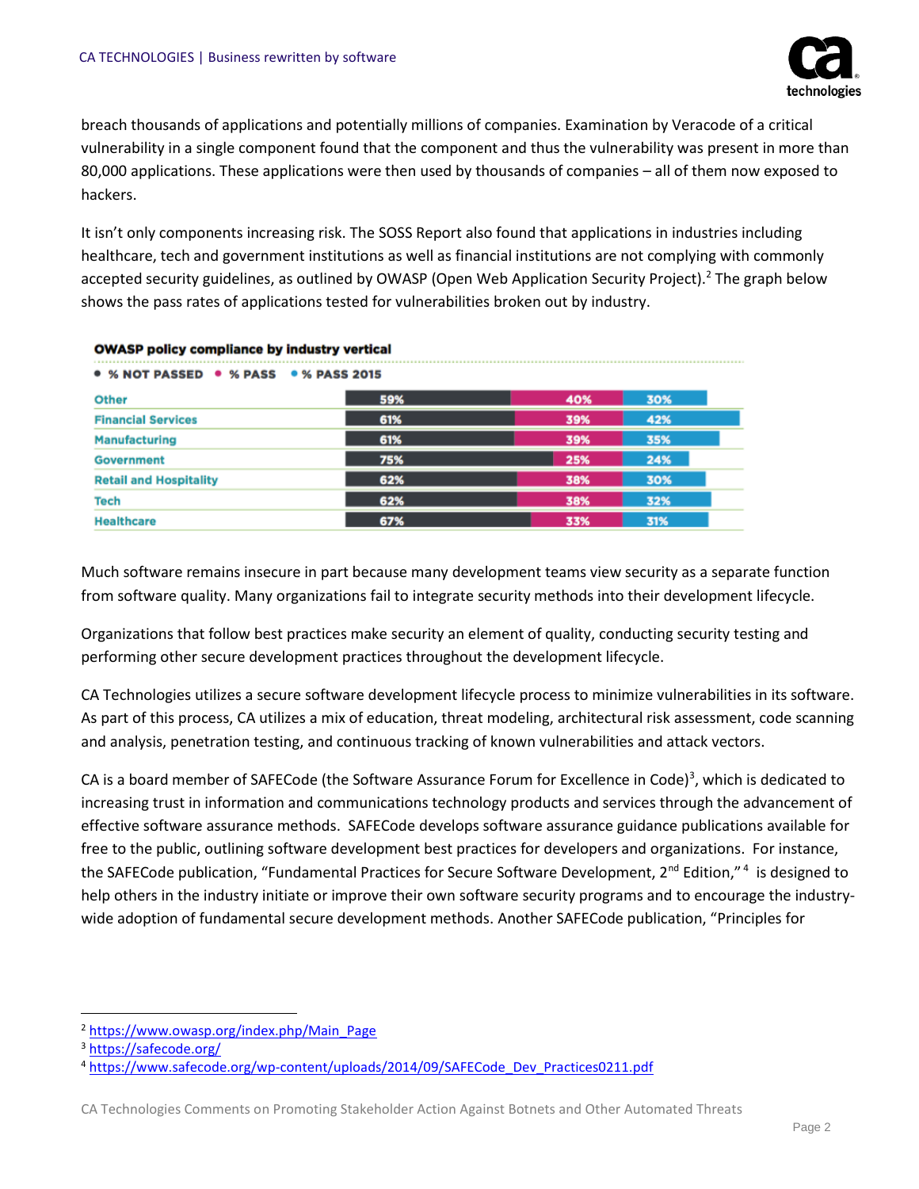breach thousands of applications and potentially millions of companies. Examination by Veracode of a critical vulnerability in a single component found that the component and thus the vulnerability was present in more than 80,000 applications. These applications were then used by thousands of companies – all of them now exposed to hackers.

It isn't only components increasing risk. The SOSS Report also found that applications in industries including healthcare, tech and government institutions as well as financial institutions are not complying with commonly accepted security guidelines, as outlined by OWASP (Open Web Application Security Project).[2] The graph below shows the pass rates of applications tested for vulnerabilities broken out by industry.

**OWASP policy compliance by industry vertical**

| Industry | % NOT PASSED | % PASS | % PASS 2015 |
|---|---|---|---|
| Other | 59% | 40% | 30% |
| Financial Services | 61% | 39% | 42% |
| Manufacturing | 61% | 39% | 35% |
| Government | 75% | 25% | 24% |
| Retail and Hospitality | 62% | 38% | 30% |
| Tech | 62% | 38% | 32% |
| Healthcare | 67% | 33% | 31% |

Much software remains insecure in part because many development teams view security as a separate function from software quality. Many organizations fail to integrate security methods into their development lifecycle.

Organizations that follow best practices make security an element of quality, conducting security testing and performing other secure development practices throughout the development lifecycle.

CA Technologies utilizes a secure software development lifecycle process to minimize vulnerabilities in its software. As part of this process, CA utilizes a mix of education, threat modeling, architectural risk assessment, code scanning and analysis, penetration testing, and continuous tracking of known vulnerabilities and attack vectors.

CA is a board member of SAFECode (the Software Assurance Forum for Excellence in Code)[3], which is dedicated to increasing trust in information and communications technology products and services through the advancement of effective software assurance methods. SAFECode develops software assurance guidance publications available for free to the public, outlining software development best practices for developers and organizations. For instance, the SAFECode publication, "Fundamental Practices for Secure Software Development, 2nd Edition,"[4] is designed to help others in the industry initiate or improve their own software security programs and to encourage the industry-wide adoption of fundamental secure development methods. Another SAFECode publication, "Principles for

---

[2] https://www.owasp.org/index.php/Main_Page

[3] https://safecode.org/

[4] https://www.safecode.org/wp-content/uploads/2014/09/SAFECode_Dev_Practices0211.pdf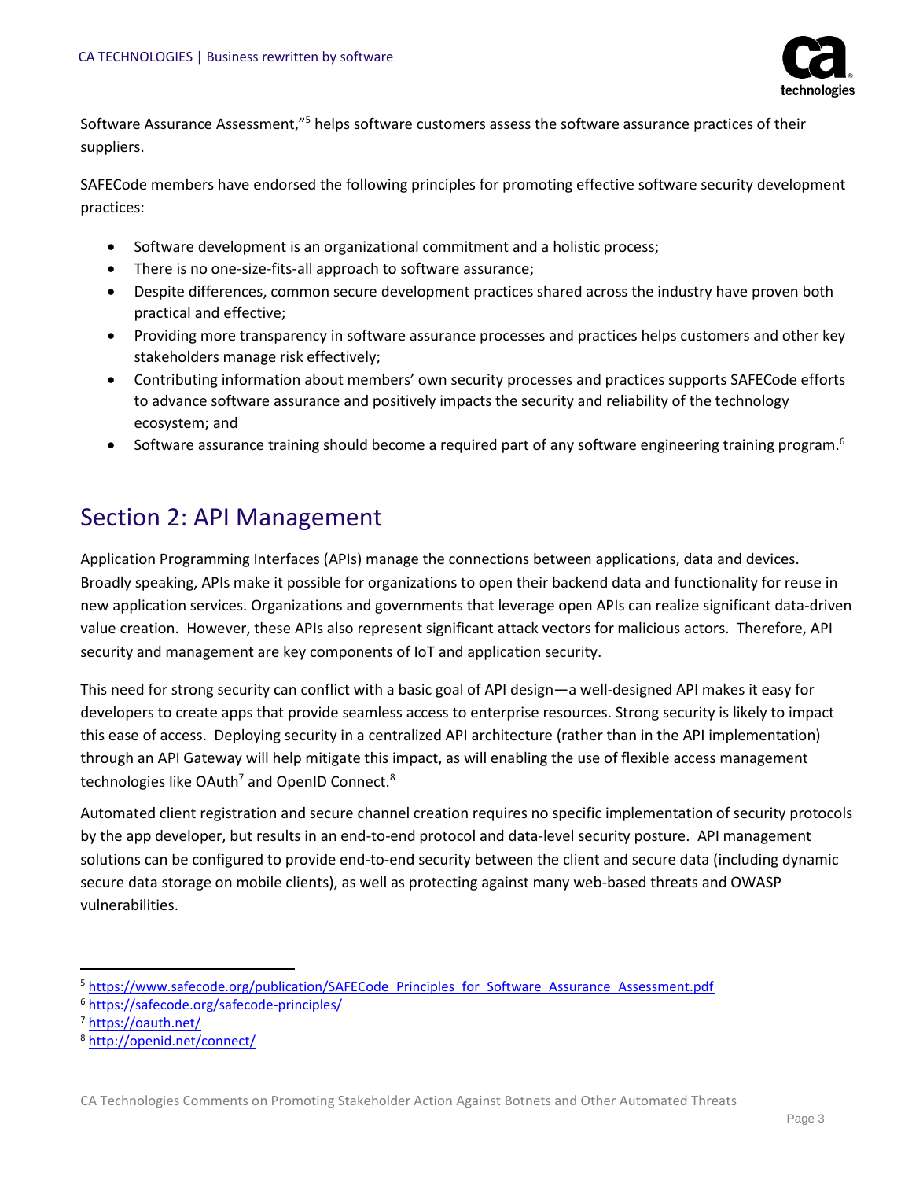Software Assurance Assessment,"[5] helps software customers assess the software assurance practices of their suppliers.

SAFECode members have endorsed the following principles for promoting effective software security development practices:

- Software development is an organizational commitment and a holistic process;
- There is no one-size-fits-all approach to software assurance;
- Despite differences, common secure development practices shared across the industry have proven both practical and effective;
- Providing more transparency in software assurance processes and practices helps customers and other key stakeholders manage risk effectively;
- Contributing information about members' own security processes and practices supports SAFECode efforts to advance software assurance and positively impacts the security and reliability of the technology ecosystem; and
- Software assurance training should become a required part of any software engineering training program.[6]

## Section 2: API Management

Application Programming Interfaces (APIs) manage the connections between applications, data and devices. Broadly speaking, APIs make it possible for organizations to open their backend data and functionality for reuse in new application services. Organizations and governments that leverage open APIs can realize significant data-driven value creation. However, these APIs also represent significant attack vectors for malicious actors. Therefore, API security and management are key components of IoT and application security.

This need for strong security can conflict with a basic goal of API design—a well-designed API makes it easy for developers to create apps that provide seamless access to enterprise resources. Strong security is likely to impact this ease of access. Deploying security in a centralized API architecture (rather than in the API implementation) through an API Gateway will help mitigate this impact, as will enabling the use of flexible access management technologies like OAuth[7] and OpenID Connect.[8]

Automated client registration and secure channel creation requires no specific implementation of security protocols by the app developer, but results in an end-to-end protocol and data-level security posture. API management solutions can be configured to provide end-to-end security between the client and secure data (including dynamic secure data storage on mobile clients), as well as protecting against many web-based threats and OWASP vulnerabilities.

---

[5] https://www.safecode.org/publication/SAFECode_Principles_for_Software_Assurance_Assessment.pdf
[6] https://safecode.org/safecode-principles/
[7] https://oauth.net/
[8] http://openid.net/connect/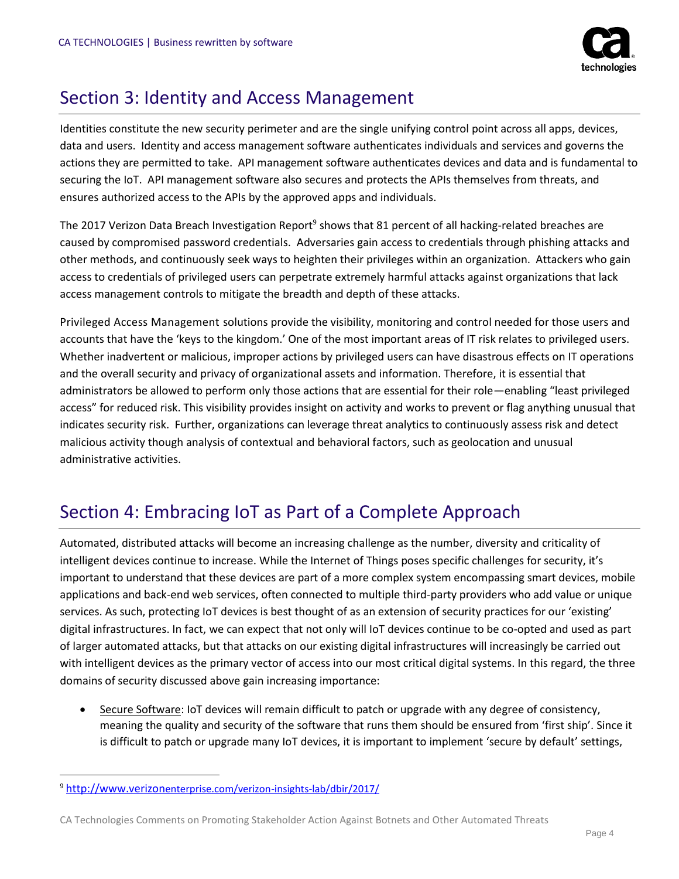## Section 3: Identity and Access Management

Identities constitute the new security perimeter and are the single unifying control point across all apps, devices, data and users. Identity and access management software authenticates individuals and services and governs the actions they are permitted to take. API management software authenticates devices and data and is fundamental to securing the IoT. API management software also secures and protects the APIs themselves from threats, and ensures authorized access to the APIs by the approved apps and individuals.

The 2017 Verizon Data Breach Investigation Report[9] shows that 81 percent of all hacking-related breaches are caused by compromised password credentials. Adversaries gain access to credentials through phishing attacks and other methods, and continuously seek ways to heighten their privileges within an organization. Attackers who gain access to credentials of privileged users can perpetrate extremely harmful attacks against organizations that lack access management controls to mitigate the breadth and depth of these attacks.

Privileged Access Management solutions provide the visibility, monitoring and control needed for those users and accounts that have the 'keys to the kingdom.' One of the most important areas of IT risk relates to privileged users. Whether inadvertent or malicious, improper actions by privileged users can have disastrous effects on IT operations and the overall security and privacy of organizational assets and information. Therefore, it is essential that administrators be allowed to perform only those actions that are essential for their role—enabling "least privileged access" for reduced risk. This visibility provides insight on activity and works to prevent or flag anything unusual that indicates security risk. Further, organizations can leverage threat analytics to continuously assess risk and detect malicious activity though analysis of contextual and behavioral factors, such as geolocation and unusual administrative activities.

## Section 4: Embracing IoT as Part of a Complete Approach

Automated, distributed attacks will become an increasing challenge as the number, diversity and criticality of intelligent devices continue to increase. While the Internet of Things poses specific challenges for security, it's important to understand that these devices are part of a more complex system encompassing smart devices, mobile applications and back-end web services, often connected to multiple third-party providers who add value or unique services. As such, protecting IoT devices is best thought of as an extension of security practices for our 'existing' digital infrastructures. In fact, we can expect that not only will IoT devices continue to be co-opted and used as part of larger automated attacks, but that attacks on our existing digital infrastructures will increasingly be carried out with intelligent devices as the primary vector of access into our most critical digital systems. In this regard, the three domains of security discussed above gain increasing importance:

- Secure Software: IoT devices will remain difficult to patch or upgrade with any degree of consistency, meaning the quality and security of the software that runs them should be ensured from 'first ship'. Since it is difficult to patch or upgrade many IoT devices, it is important to implement 'secure by default' settings,

[9] http://www.verizonenterprise.com/verizon-insights-lab/dbir/2017/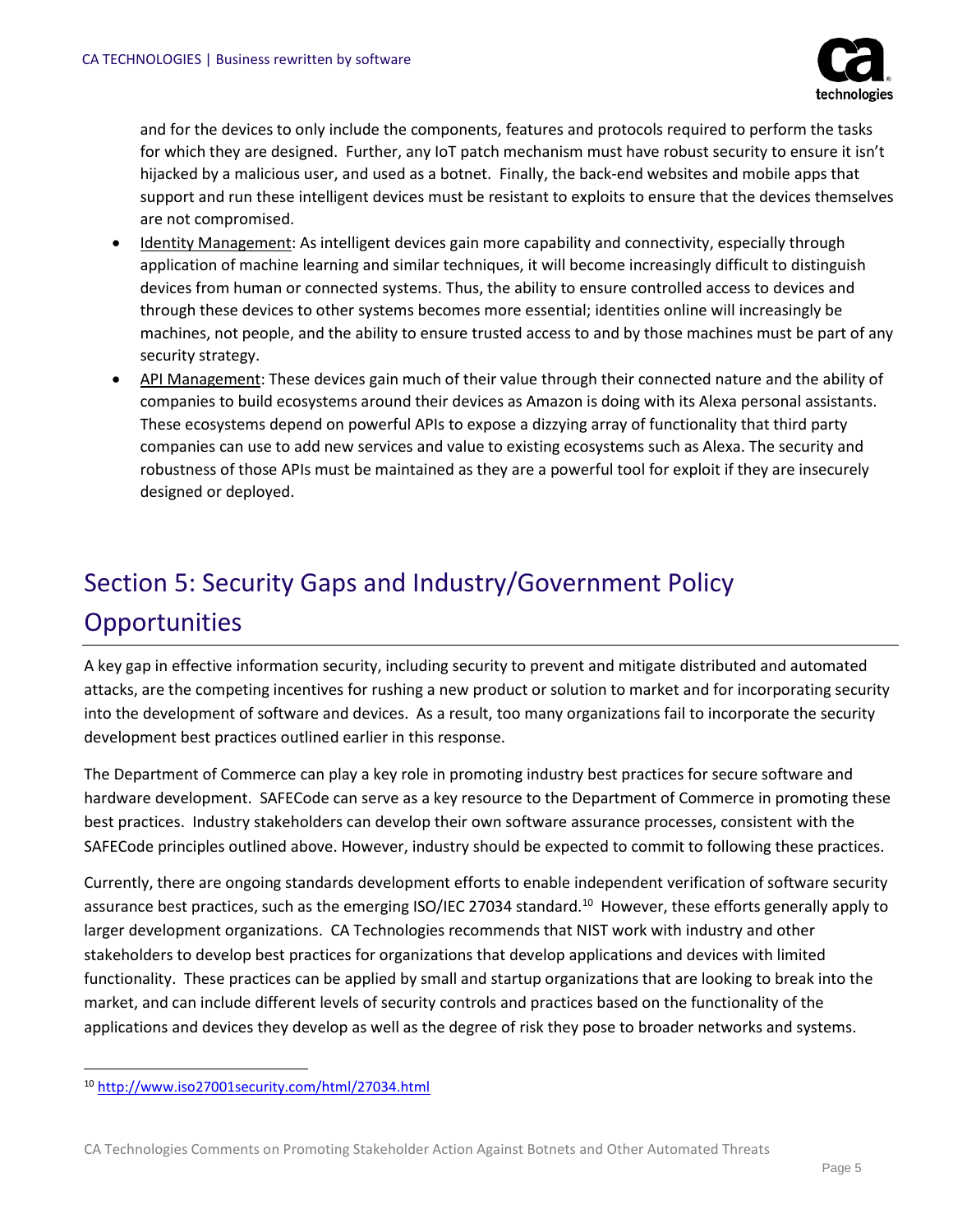and for the devices to only include the components, features and protocols required to perform the tasks for which they are designed. Further, any IoT patch mechanism must have robust security to ensure it isn't hijacked by a malicious user, and used as a botnet. Finally, the back-end websites and mobile apps that support and run these intelligent devices must be resistant to exploits to ensure that the devices themselves are not compromised.

- Identity Management: As intelligent devices gain more capability and connectivity, especially through application of machine learning and similar techniques, it will become increasingly difficult to distinguish devices from human or connected systems. Thus, the ability to ensure controlled access to devices and through these devices to other systems becomes more essential; identities online will increasingly be machines, not people, and the ability to ensure trusted access to and by those machines must be part of any security strategy.
- API Management: These devices gain much of their value through their connected nature and the ability of companies to build ecosystems around their devices as Amazon is doing with its Alexa personal assistants. These ecosystems depend on powerful APIs to expose a dizzying array of functionality that third party companies can use to add new services and value to existing ecosystems such as Alexa. The security and robustness of those APIs must be maintained as they are a powerful tool for exploit if they are insecurely designed or deployed.

## Section 5: Security Gaps and Industry/Government Policy Opportunities

A key gap in effective information security, including security to prevent and mitigate distributed and automated attacks, are the competing incentives for rushing a new product or solution to market and for incorporating security into the development of software and devices. As a result, too many organizations fail to incorporate the security development best practices outlined earlier in this response.

The Department of Commerce can play a key role in promoting industry best practices for secure software and hardware development. SAFECode can serve as a key resource to the Department of Commerce in promoting these best practices. Industry stakeholders can develop their own software assurance processes, consistent with the SAFECode principles outlined above. However, industry should be expected to commit to following these practices.

Currently, there are ongoing standards development efforts to enable independent verification of software security assurance best practices, such as the emerging ISO/IEC 27034 standard.[10] However, these efforts generally apply to larger development organizations. CA Technologies recommends that NIST work with industry and other stakeholders to develop best practices for organizations that develop applications and devices with limited functionality. These practices can be applied by small and startup organizations that are looking to break into the market, and can include different levels of security controls and practices based on the functionality of the applications and devices they develop as well as the degree of risk they pose to broader networks and systems.

[10] http://www.iso27001security.com/html/27034.html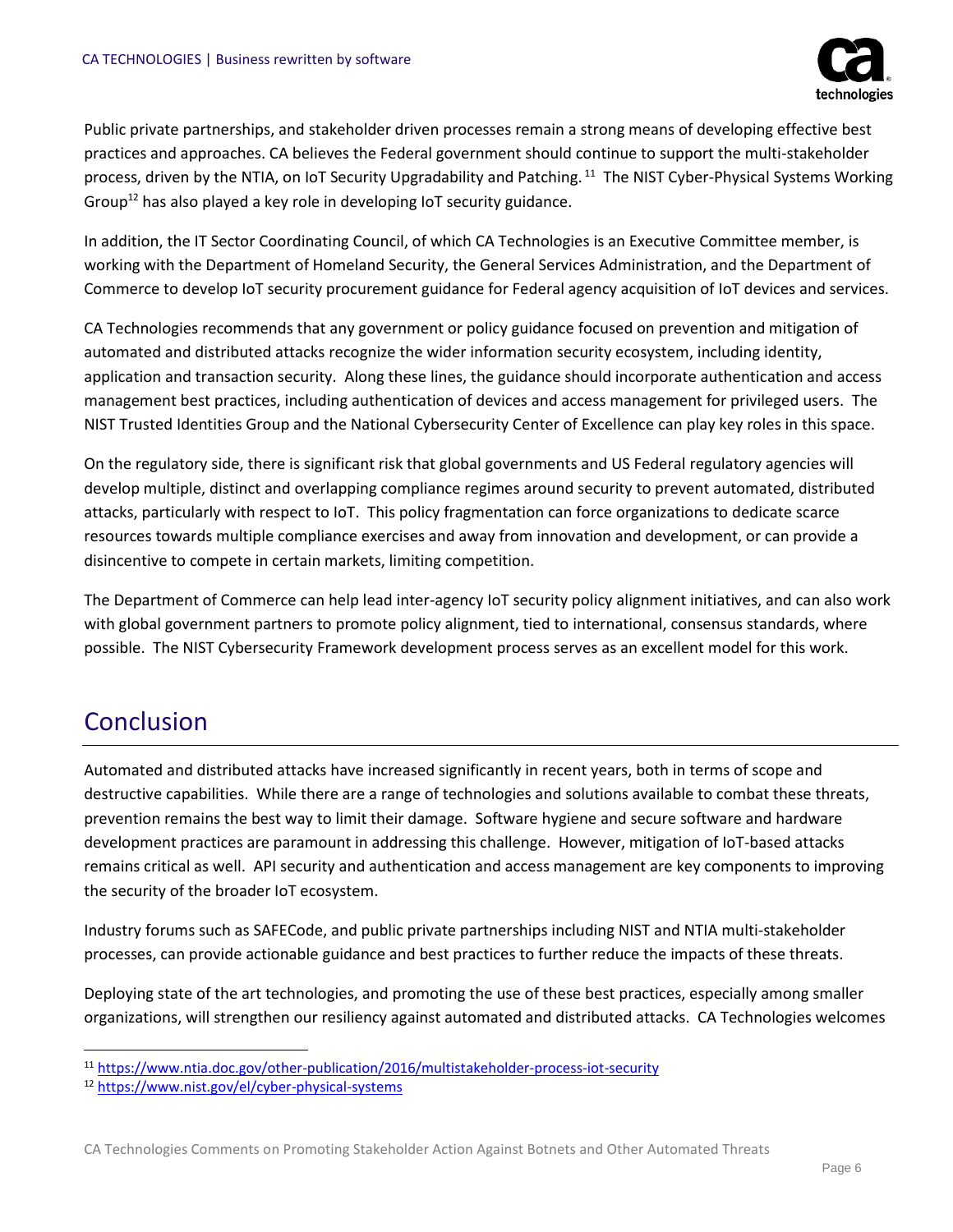Public private partnerships, and stakeholder driven processes remain a strong means of developing effective best practices and approaches. CA believes the Federal government should continue to support the multi-stakeholder process, driven by the NTIA, on IoT Security Upgradability and Patching.[11] The NIST Cyber-Physical Systems Working Group[12] has also played a key role in developing IoT security guidance.

In addition, the IT Sector Coordinating Council, of which CA Technologies is an Executive Committee member, is working with the Department of Homeland Security, the General Services Administration, and the Department of Commerce to develop IoT security procurement guidance for Federal agency acquisition of IoT devices and services.

CA Technologies recommends that any government or policy guidance focused on prevention and mitigation of automated and distributed attacks recognize the wider information security ecosystem, including identity, application and transaction security. Along these lines, the guidance should incorporate authentication and access management best practices, including authentication of devices and access management for privileged users. The NIST Trusted Identities Group and the National Cybersecurity Center of Excellence can play key roles in this space.

On the regulatory side, there is significant risk that global governments and US Federal regulatory agencies will develop multiple, distinct and overlapping compliance regimes around security to prevent automated, distributed attacks, particularly with respect to IoT. This policy fragmentation can force organizations to dedicate scarce resources towards multiple compliance exercises and away from innovation and development, or can provide a disincentive to compete in certain markets, limiting competition.

The Department of Commerce can help lead inter-agency IoT security policy alignment initiatives, and can also work with global government partners to promote policy alignment, tied to international, consensus standards, where possible. The NIST Cybersecurity Framework development process serves as an excellent model for this work.

## Conclusion

Automated and distributed attacks have increased significantly in recent years, both in terms of scope and destructive capabilities. While there are a range of technologies and solutions available to combat these threats, prevention remains the best way to limit their damage. Software hygiene and secure software and hardware development practices are paramount in addressing this challenge. However, mitigation of IoT-based attacks remains critical as well. API security and authentication and access management are key components to improving the security of the broader IoT ecosystem.

Industry forums such as SAFECode, and public private partnerships including NIST and NTIA multi-stakeholder processes, can provide actionable guidance and best practices to further reduce the impacts of these threats.

Deploying state of the art technologies, and promoting the use of these best practices, especially among smaller organizations, will strengthen our resiliency against automated and distributed attacks. CA Technologies welcomes

---

[11] https://www.ntia.doc.gov/other-publication/2016/multistakeholder-process-iot-security

[12] https://www.nist.gov/el/cyber-physical-systems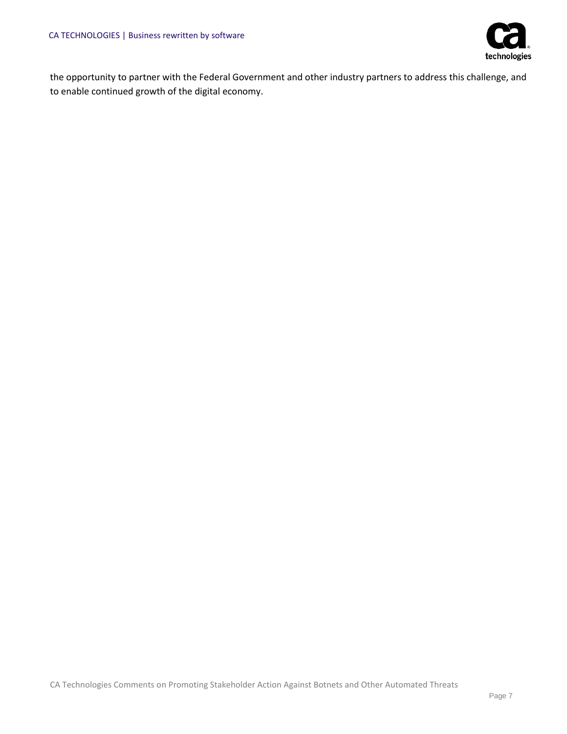the opportunity to partner with the Federal Government and other industry partners to address this challenge, and to enable continued growth of the digital economy.